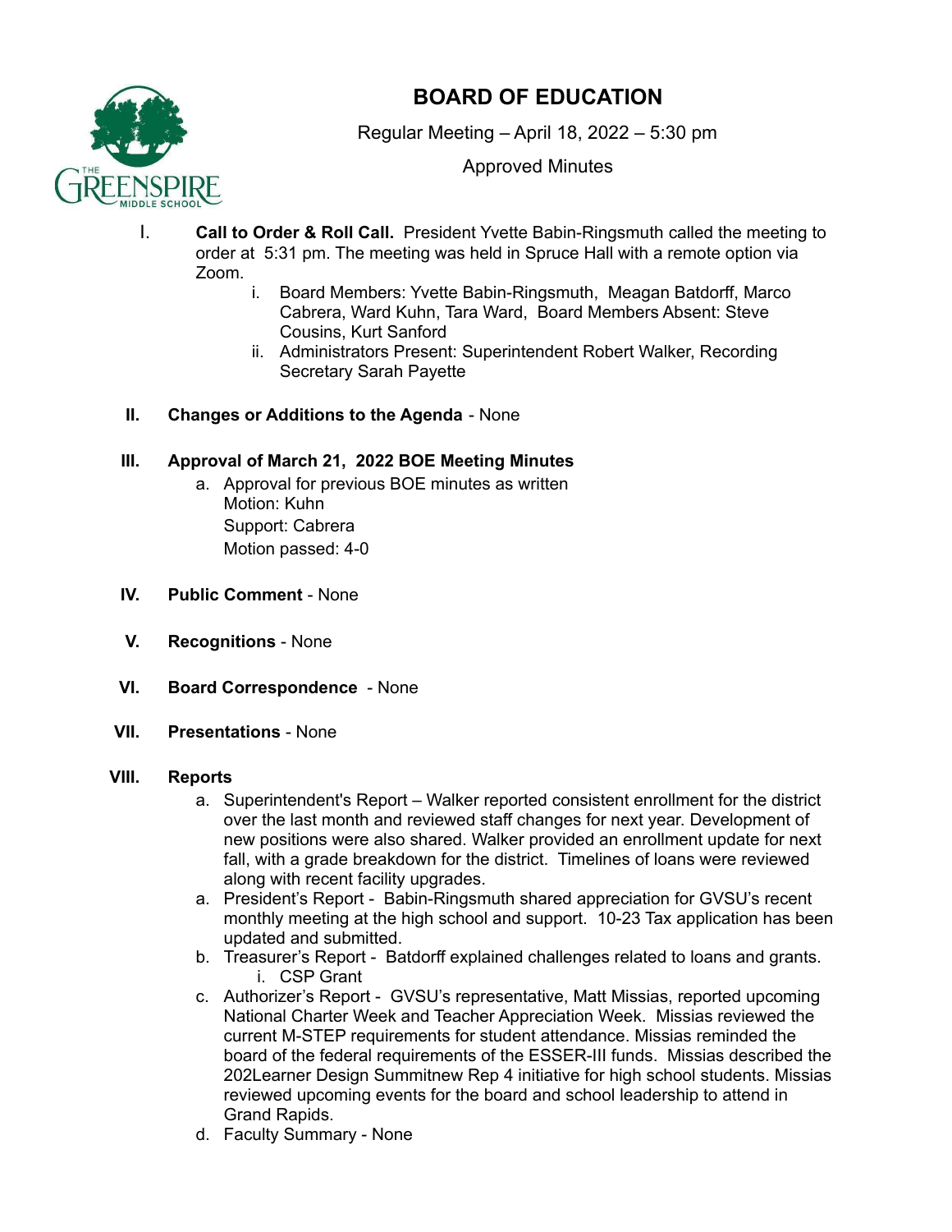# BOARD OF EDUCATION

Regular Meeting – April 18, 2022 – 5:30 pm

Approved Minutes

I. **Call to Order & Roll Call.** President Yvette Babin-Ringsmuth called the meeting to order at 5:31 pm. The meeting was held in Spruce Hall with a remote option via Zoom.
   i. Board Members: Yvette Babin-Ringsmuth, Meagan Batdorff, Marco Cabrera, Ward Kuhn, Tara Ward, Board Members Absent: Steve Cousins, Kurt Sanford
   ii. Administrators Present: Superintendent Robert Walker, Recording Secretary Sarah Payette

II. **Changes or Additions to the Agenda** - None

III. **Approval of March 21, 2022 BOE Meeting Minutes**
   a. Approval for previous BOE minutes as written
      Motion: Kuhn
      Support: Cabrera
      Motion passed: 4-0

IV. **Public Comment** - None

V. **Recognitions** - None

VI. **Board Correspondence** - None

VII. **Presentations** - None

VIII. **Reports**
   a. Superintendent's Report – Walker reported consistent enrollment for the district over the last month and reviewed staff changes for next year. Development of new positions were also shared. Walker provided an enrollment update for next fall, with a grade breakdown for the district. Timelines of loans were reviewed along with recent facility upgrades.
   a. President's Report - Babin-Ringsmuth shared appreciation for GVSU's recent monthly meeting at the high school and support. 10-23 Tax application has been updated and submitted.
   b. Treasurer's Report - Batdorff explained challenges related to loans and grants.
      i. CSP Grant
   c. Authorizer's Report - GVSU's representative, Matt Missias, reported upcoming National Charter Week and Teacher Appreciation Week. Missias reviewed the current M-STEP requirements for student attendance. Missias reminded the board of the federal requirements of the ESSER-III funds. Missias described the 202Learner Design Summitnew Rep 4 initiative for high school students. Missias reviewed upcoming events for the board and school leadership to attend in Grand Rapids.
   d. Faculty Summary - None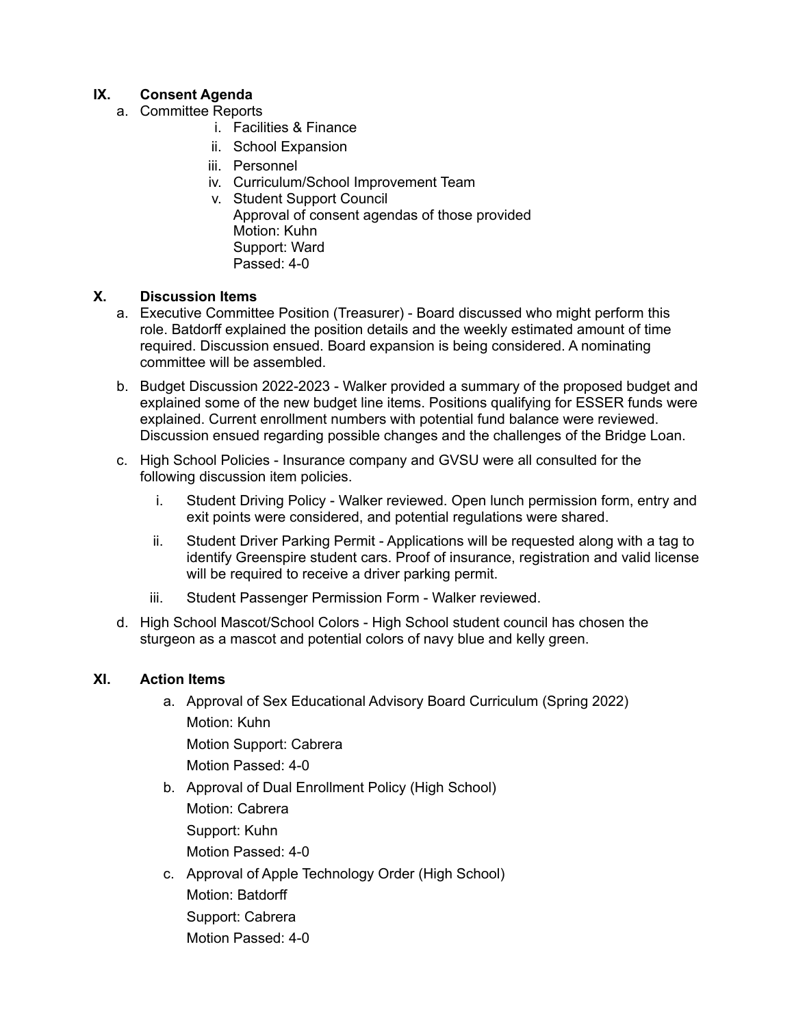**IX. Consent Agenda**

a. Committee Reports
    i. Facilities & Finance
    ii. School Expansion
    iii. Personnel
    iv. Curriculum/School Improvement Team
    v. Student Support Council
       Approval of consent agendas of those provided
       Motion: Kuhn
       Support: Ward
       Passed: 4-0

**X. Discussion Items**

a. Executive Committee Position (Treasurer) - Board discussed who might perform this role. Batdorff explained the position details and the weekly estimated amount of time required. Discussion ensued. Board expansion is being considered. A nominating committee will be assembled.

b. Budget Discussion 2022-2023 - Walker provided a summary of the proposed budget and explained some of the new budget line items. Positions qualifying for ESSER funds were explained. Current enrollment numbers with potential fund balance were reviewed. Discussion ensued regarding possible changes and the challenges of the Bridge Loan.

c. High School Policies - Insurance company and GVSU were all consulted for the following discussion item policies.
    i. Student Driving Policy - Walker reviewed. Open lunch permission form, entry and exit points were considered, and potential regulations were shared.
    ii. Student Driver Parking Permit - Applications will be requested along with a tag to identify Greenspire student cars. Proof of insurance, registration and valid license will be required to receive a driver parking permit.
    iii. Student Passenger Permission Form - Walker reviewed.

d. High School Mascot/School Colors - High School student council has chosen the sturgeon as a mascot and potential colors of navy blue and kelly green.

**XI. Action Items**

a. Approval of Sex Educational Advisory Board Curriculum (Spring 2022)
   Motion: Kuhn
   Motion Support: Cabrera
   Motion Passed: 4-0

b. Approval of Dual Enrollment Policy (High School)
   Motion: Cabrera
   Support: Kuhn
   Motion Passed: 4-0

c. Approval of Apple Technology Order (High School)
   Motion: Batdorff
   Support: Cabrera
   Motion Passed: 4-0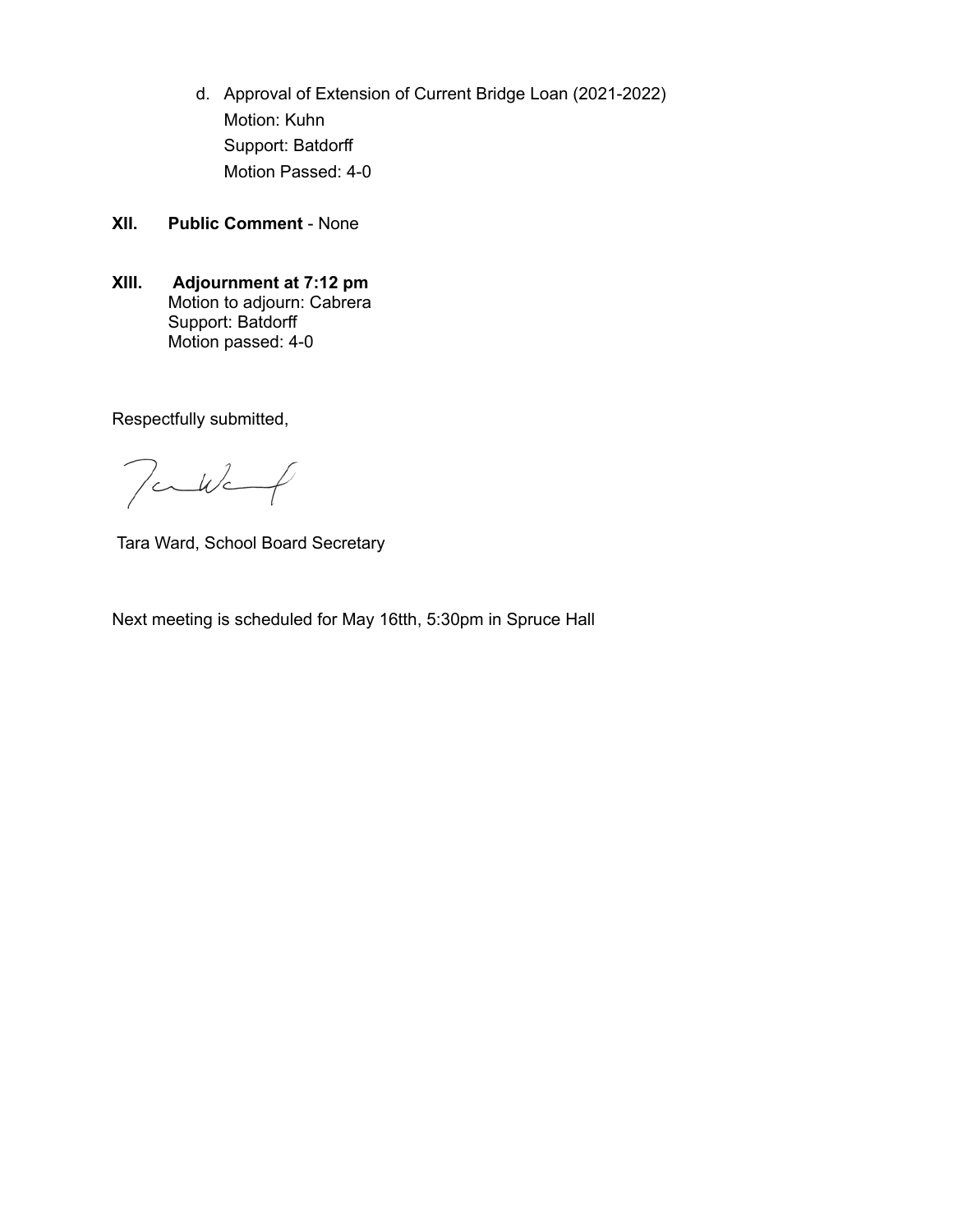d. Approval of Extension of Current Bridge Loan (2021-2022)
   Motion: Kuhn
   Support: Batdorff
   Motion Passed: 4-0

**XII. Public Comment** - None

**XIII. Adjournment at 7:12 pm**
Motion to adjourn: Cabrera
Support: Batdorff
Motion passed: 4-0

Respectfully submitted,

Tara Ward, School Board Secretary

Next meeting is scheduled for May 16tth, 5:30pm in Spruce Hall